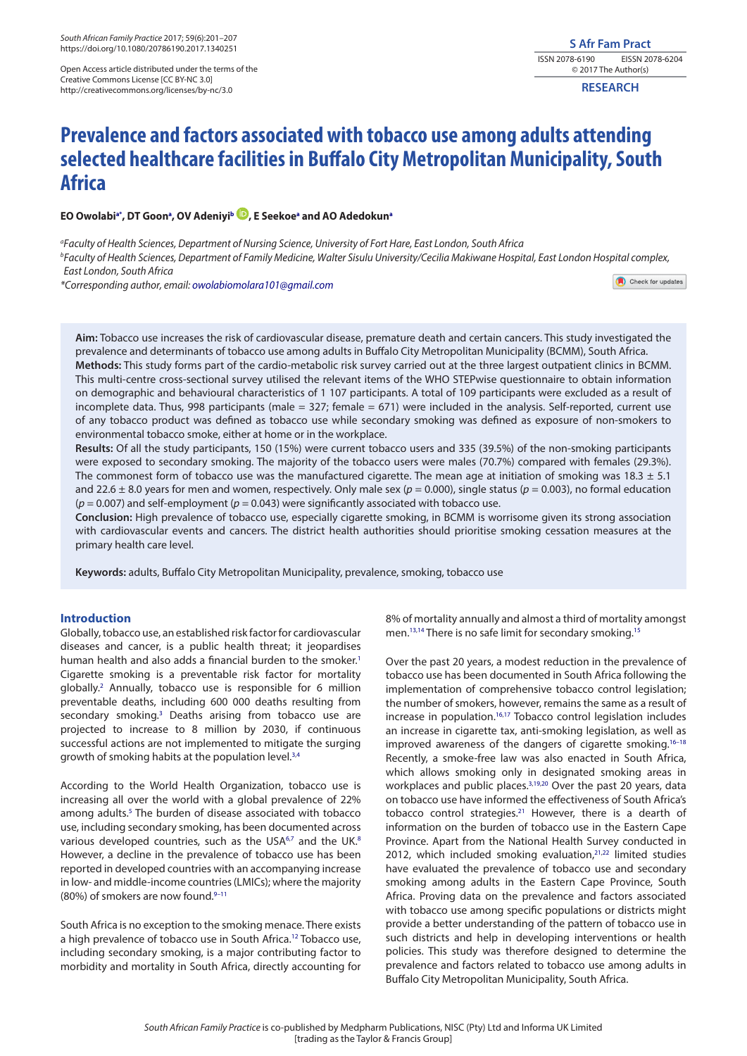Open Access article distributed under the terms of the Creative Commons License [CC BY-NC 3.0] http://creativecommons.org/licenses/by-nc/3.0

RESEARCH

# Prevalence and factors associated with tobacco use among adults attending selected healthcare facilities in Buffalo City Metropolitan Municipality, South Africa

**EO Owolabi[a*], DT Goon[a], OV Adeniyi[b], E Seekoe[a] and AO Adedokun[a]**

[a]*Faculty of Health Sciences, Department of Nursing Science, University of Fort Hare, East London, South Africa*
[b]*Faculty of Health Sciences, Department of Family Medicine, Walter Sisulu University/Cecilia Makiwane Hospital, East London Hospital complex, East London, South Africa*
*\*Corresponding author, email: owolabiomolara101@gmail.com*

**Aim:** Tobacco use increases the risk of cardiovascular disease, premature death and certain cancers. This study investigated the prevalence and determinants of tobacco use among adults in Buffalo City Metropolitan Municipality (BCMM), South Africa.
**Methods:** This study forms part of the cardio-metabolic risk survey carried out at the three largest outpatient clinics in BCMM. This multi-centre cross-sectional survey utilised the relevant items of the WHO STEPwise questionnaire to obtain information on demographic and behavioural characteristics of 1 107 participants. A total of 109 participants were excluded as a result of incomplete data. Thus, 998 participants (male = 327; female = 671) were included in the analysis. Self-reported, current use of any tobacco product was defined as tobacco use while secondary smoking was defined as exposure of non-smokers to environmental tobacco smoke, either at home or in the workplace.
**Results:** Of all the study participants, 150 (15%) were current tobacco users and 335 (39.5%) of the non-smoking participants were exposed to secondary smoking. The majority of the tobacco users were males (70.7%) compared with females (29.3%). The commonest form of tobacco use was the manufactured cigarette. The mean age at initiation of smoking was 18.3 ± 5.1 and 22.6 ± 8.0 years for men and women, respectively. Only male sex ($p = 0.000$), single status ($p = 0.003$), no formal education ($p = 0.007$) and self-employment ($p = 0.043$) were significantly associated with tobacco use.
**Conclusion:** High prevalence of tobacco use, especially cigarette smoking, in BCMM is worrisome given its strong association with cardiovascular events and cancers. The district health authorities should prioritise smoking cessation measures at the primary health care level.

**Keywords:** adults, Buffalo City Metropolitan Municipality, prevalence, smoking, tobacco use

## Introduction

Globally, tobacco use, an established risk factor for cardiovascular diseases and cancer, is a public health threat; it jeopardises human health and also adds a financial burden to the smoker.[1] Cigarette smoking is a preventable risk factor for mortality globally.[2] Annually, tobacco use is responsible for 6 million preventable deaths, including 600 000 deaths resulting from secondary smoking.[3] Deaths arising from tobacco use are projected to increase to 8 million by 2030, if continuous successful actions are not implemented to mitigate the surging growth of smoking habits at the population level.[3,4]

According to the World Health Organization, tobacco use is increasing all over the world with a global prevalence of 22% among adults.[5] The burden of disease associated with tobacco use, including secondary smoking, has been documented across various developed countries, such as the USA[6,7] and the UK.[8] However, a decline in the prevalence of tobacco use has been reported in developed countries with an accompanying increase in low- and middle-income countries (LMICs); where the majority (80%) of smokers are now found.[9–11]

South Africa is no exception to the smoking menace. There exists a high prevalence of tobacco use in South Africa.[12] Tobacco use, including secondary smoking, is a major contributing factor to morbidity and mortality in South Africa, directly accounting for 8% of mortality annually and almost a third of mortality amongst men.[13,14] There is no safe limit for secondary smoking.[15]

Over the past 20 years, a modest reduction in the prevalence of tobacco use has been documented in South Africa following the implementation of comprehensive tobacco control legislation; the number of smokers, however, remains the same as a result of increase in population.[16,17] Tobacco control legislation includes an increase in cigarette tax, anti-smoking legislation, as well as improved awareness of the dangers of cigarette smoking.[16–18] Recently, a smoke-free law was also enacted in South Africa, which allows smoking only in designated smoking areas in workplaces and public places.[3,19,20] Over the past 20 years, data on tobacco use have informed the effectiveness of South Africa's tobacco control strategies.[21] However, there is a dearth of information on the burden of tobacco use in the Eastern Cape Province. Apart from the National Health Survey conducted in 2012, which included smoking evaluation,[21,22] limited studies have evaluated the prevalence of tobacco use and secondary smoking among adults in the Eastern Cape Province, South Africa. Proving data on the prevalence and factors associated with tobacco use among specific populations or districts might provide a better understanding of the pattern of tobacco use in such districts and help in developing interventions or health policies. This study was therefore designed to determine the prevalence and factors related to tobacco use among adults in Buffalo City Metropolitan Municipality, South Africa.

*South African Family Practice* is co-published by Medpharm Publications, NISC (Pty) Ltd and Informa UK Limited [trading as the Taylor & Francis Group]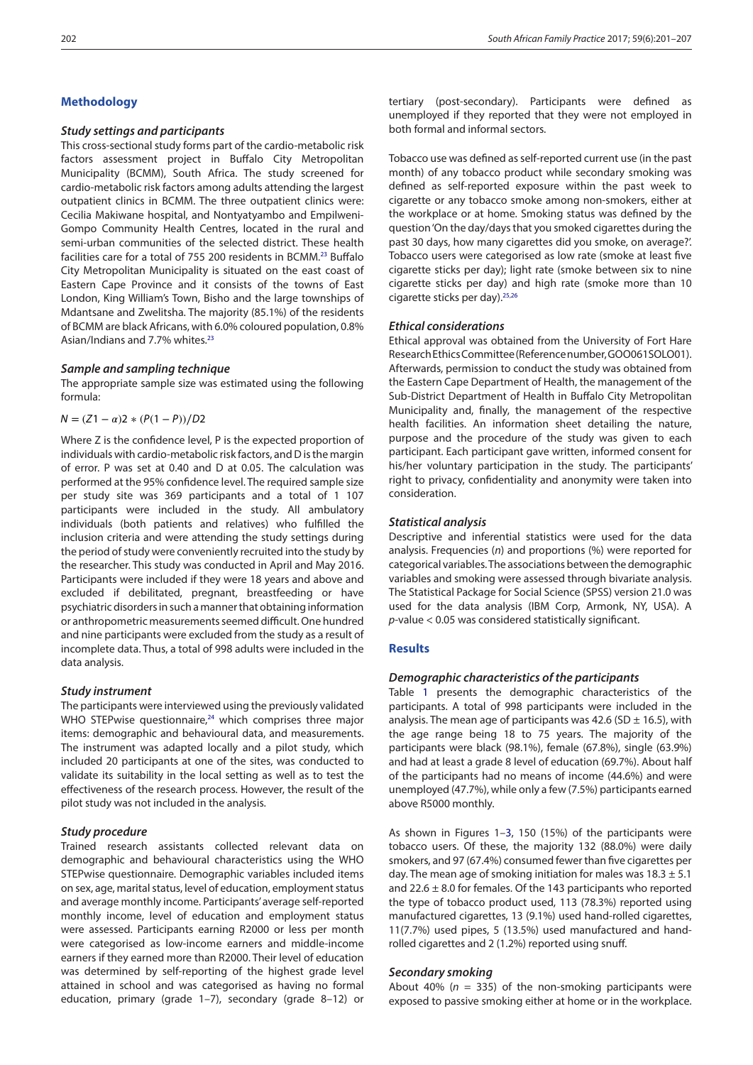## Methodology

### Study settings and participants

This cross-sectional study forms part of the cardio-metabolic risk factors assessment project in Buffalo City Metropolitan Municipality (BCMM), South Africa. The study screened for cardio-metabolic risk factors among adults attending the largest outpatient clinics in BCMM. The three outpatient clinics were: Cecilia Makiwane hospital, and Nontyatyambo and Empilweni-Gompo Community Health Centres, located in the rural and semi-urban communities of the selected district. These health facilities care for a total of 755 200 residents in BCMM.[23] Buffalo City Metropolitan Municipality is situated on the east coast of Eastern Cape Province and it consists of the towns of East London, King William's Town, Bisho and the large townships of Mdantsane and Zwelitsha. The majority (85.1%) of the residents of BCMM are black Africans, with 6.0% coloured population, 0.8% Asian/Indians and 7.7% whites.[23]

### Sample and sampling technique

The appropriate sample size was estimated using the following formula:

$$N = (Z1 - \alpha)2 * (P(1 - P))/D2$$

Where Z is the confidence level, P is the expected proportion of individuals with cardio-metabolic risk factors, and D is the margin of error. P was set at 0.40 and D at 0.05. The calculation was performed at the 95% confidence level. The required sample size per study site was 369 participants and a total of 1 107 participants were included in the study. All ambulatory individuals (both patients and relatives) who fulfilled the inclusion criteria and were attending the study settings during the period of study were conveniently recruited into the study by the researcher. This study was conducted in April and May 2016. Participants were included if they were 18 years and above and excluded if debilitated, pregnant, breastfeeding or have psychiatric disorders in such a manner that obtaining information or anthropometric measurements seemed difficult. One hundred and nine participants were excluded from the study as a result of incomplete data. Thus, a total of 998 adults were included in the data analysis.

### Study instrument

The participants were interviewed using the previously validated WHO STEPwise questionnaire,[24] which comprises three major items: demographic and behavioural data, and measurements. The instrument was adapted locally and a pilot study, which included 20 participants at one of the sites, was conducted to validate its suitability in the local setting as well as to test the effectiveness of the research process. However, the result of the pilot study was not included in the analysis.

### Study procedure

Trained research assistants collected relevant data on demographic and behavioural characteristics using the WHO STEPwise questionnaire. Demographic variables included items on sex, age, marital status, level of education, employment status and average monthly income. Participants' average self-reported monthly income, level of education and employment status were assessed. Participants earning R2000 or less per month were categorised as low-income earners and middle-income earners if they earned more than R2000. Their level of education was determined by self-reporting of the highest grade level attained in school and was categorised as having no formal education, primary (grade 1–7), secondary (grade 8–12) or tertiary (post-secondary). Participants were defined as unemployed if they reported that they were not employed in both formal and informal sectors.

Tobacco use was defined as self-reported current use (in the past month) of any tobacco product while secondary smoking was defined as self-reported exposure within the past week to cigarette or any tobacco smoke among non-smokers, either at the workplace or at home. Smoking status was defined by the question 'On the day/days that you smoked cigarettes during the past 30 days, how many cigarettes did you smoke, on average?'. Tobacco users were categorised as low rate (smoke at least five cigarette sticks per day); light rate (smoke between six to nine cigarette sticks per day) and high rate (smoke more than 10 cigarette sticks per day).[25,26]

### Ethical considerations

Ethical approval was obtained from the University of Fort Hare Research Ethics Committee (Reference number, GOO061SOLO01). Afterwards, permission to conduct the study was obtained from the Eastern Cape Department of Health, the management of the Sub-District Department of Health in Buffalo City Metropolitan Municipality and, finally, the management of the respective health facilities. An information sheet detailing the nature, purpose and the procedure of the study was given to each participant. Each participant gave written, informed consent for his/her voluntary participation in the study. The participants' right to privacy, confidentiality and anonymity were taken into consideration.

### Statistical analysis

Descriptive and inferential statistics were used for the data analysis. Frequencies (*n*) and proportions (%) were reported for categorical variables. The associations between the demographic variables and smoking were assessed through bivariate analysis. The Statistical Package for Social Science (SPSS) version 21.0 was used for the data analysis (IBM Corp, Armonk, NY, USA). A *p*-value < 0.05 was considered statistically significant.

## Results

### Demographic characteristics of the participants

Table 1 presents the demographic characteristics of the participants. A total of 998 participants were included in the analysis. The mean age of participants was 42.6 (SD ± 16.5), with the age range being 18 to 75 years. The majority of the participants were black (98.1%), female (67.8%), single (63.9%) and had at least a grade 8 level of education (69.7%). About half of the participants had no means of income (44.6%) and were unemployed (47.7%), while only a few (7.5%) participants earned above R5000 monthly.

As shown in Figures 1–3, 150 (15%) of the participants were tobacco users. Of these, the majority 132 (88.0%) were daily smokers, and 97 (67.4%) consumed fewer than five cigarettes per day. The mean age of smoking initiation for males was 18.3 ± 5.1 and 22.6 ± 8.0 for females. Of the 143 participants who reported the type of tobacco product used, 113 (78.3%) reported using manufactured cigarettes, 13 (9.1%) used hand-rolled cigarettes, 11(7.7%) used pipes, 5 (13.5%) used manufactured and hand-rolled cigarettes and 2 (1.2%) reported using snuff.

### Secondary smoking

About 40% (*n* = 335) of the non-smoking participants were exposed to passive smoking either at home or in the workplace.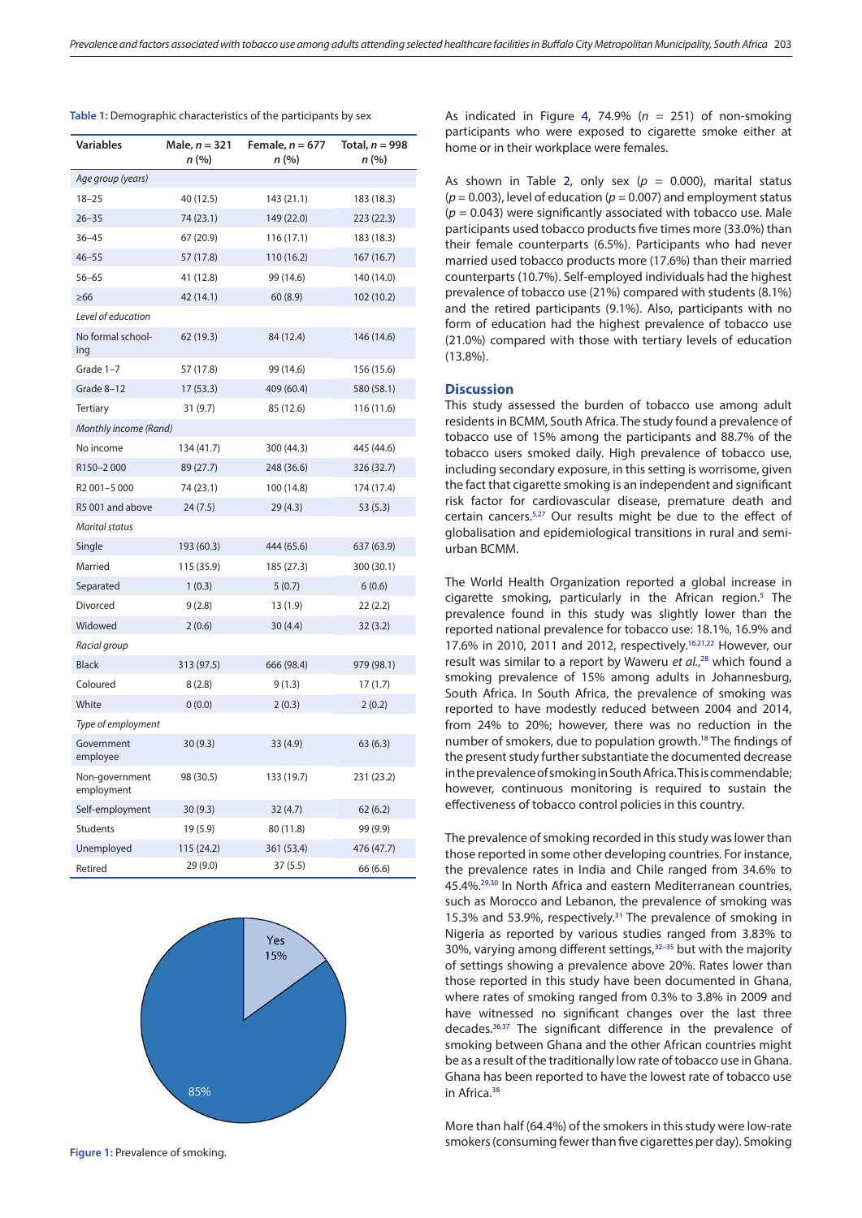**Table 1:** Demographic characteristics of the participants by sex

| Variables | Male, $n$ = 321 $n$ (%) | Female, $n$ = 677 $n$ (%) | Total, $n$ = 998 $n$ (%) |
|---|---|---|---|
| *Age group (years)* | | | |
| 18–25 | 40 (12.5) | 143 (21.1) | 183 (18.3) |
| 26–35 | 74 (23.1) | 149 (22.0) | 223 (22.3) |
| 36–45 | 67 (20.9) | 116 (17.1) | 183 (18.3) |
| 46–55 | 57 (17.8) | 110 (16.2) | 167 (16.7) |
| 56–65 | 41 (12.8) | 99 (14.6) | 140 (14.0) |
| ≥66 | 42 (14.1) | 60 (8.9) | 102 (10.2) |
| *Level of education* | | | |
| No formal schooling | 62 (19.3) | 84 (12.4) | 146 (14.6) |
| Grade 1–7 | 57 (17.8) | 99 (14.6) | 156 (15.6) |
| Grade 8–12 | 17 (53.3) | 409 (60.4) | 580 (58.1) |
| Tertiary | 31 (9.7) | 85 (12.6) | 116 (11.6) |
| *Monthly income (Rand)* | | | |
| No income | 134 (41.7) | 300 (44.3) | 445 (44.6) |
| R150–2 000 | 89 (27.7) | 248 (36.6) | 326 (32.7) |
| R2 001–5 000 | 74 (23.1) | 100 (14.8) | 174 (17.4) |
| R5 001 and above | 24 (7.5) | 29 (4.3) | 53 (5.3) |
| *Marital status* | | | |
| Single | 193 (60.3) | 444 (65.6) | 637 (63.9) |
| Married | 115 (35.9) | 185 (27.3) | 300 (30.1) |
| Separated | 1 (0.3) | 5 (0.7) | 6 (0.6) |
| Divorced | 9 (2.8) | 13 (1.9) | 22 (2.2) |
| Widowed | 2 (0.6) | 30 (4.4) | 32 (3.2) |
| *Racial group* | | | |
| Black | 313 (97.5) | 666 (98.4) | 979 (98.1) |
| Coloured | 8 (2.8) | 9 (1.3) | 17 (1.7) |
| White | 0 (0.0) | 2 (0.3) | 2 (0.2) |
| *Type of employment* | | | |
| Government employee | 30 (9.3) | 33 (4.9) | 63 (6.3) |
| Non-government employment | 98 (30.5) | 133 (19.7) | 231 (23.2) |
| Self-employment | 30 (9.3) | 32 (4.7) | 62 (6.2) |
| Students | 19 (5.9) | 80 (11.8) | 99 (9.9) |
| Unemployed | 115 (24.2) | 361 (53.4) | 476 (47.7) |
| Retired | 29 (9.0) | 37 (5.5) | 66 (6.6) |

Yes 15%

85%

**Figure 1:** Prevalence of smoking.

As indicated in Figure 4, 74.9% ($n$ = 251) of non-smoking participants who were exposed to cigarette smoke either at home or in their workplace were females.

As shown in Table 2, only sex ($p$ = 0.000), marital status ($p$ = 0.003), level of education ($p$ = 0.007) and employment status ($p$ = 0.043) were significantly associated with tobacco use. Male participants used tobacco products five times more (33.0%) than their female counterparts (6.5%). Participants who had never married used tobacco products more (17.6%) than their married counterparts (10.7%). Self-employed individuals had the highest prevalence of tobacco use (21%) compared with students (8.1%) and the retired participants (9.1%). Also, participants with no form of education had the highest prevalence of tobacco use (21.0%) compared with those with tertiary levels of education (13.8%).

## Discussion

This study assessed the burden of tobacco use among adult residents in BCMM, South Africa. The study found a prevalence of tobacco use of 15% among the participants and 88.7% of the tobacco users smoked daily. High prevalence of tobacco use, including secondary exposure, in this setting is worrisome, given the fact that cigarette smoking is an independent and significant risk factor for cardiovascular disease, premature death and certain cancers.[5,27] Our results might be due to the effect of globalisation and epidemiological transitions in rural and semi-urban BCMM.

The World Health Organization reported a global increase in cigarette smoking, particularly in the African region.[5] The prevalence found in this study was slightly lower than the reported national prevalence for tobacco use: 18.1%, 16.9% and 17.6% in 2010, 2011 and 2012, respectively.[16,21,22] However, our result was similar to a report by Waweru *et al*.,[28] which found a smoking prevalence of 15% among adults in Johannesburg, South Africa. In South Africa, the prevalence of smoking was reported to have modestly reduced between 2004 and 2014, from 24% to 20%; however, there was no reduction in the number of smokers, due to population growth.[18] The findings of the present study further substantiate the documented decrease in the prevalence of smoking in South Africa. This is commendable; however, continuous monitoring is required to sustain the effectiveness of tobacco control policies in this country.

The prevalence of smoking recorded in this study was lower than those reported in some other developing countries. For instance, the prevalence rates in India and Chile ranged from 34.6% to 45.4%.[29,30] In North Africa and eastern Mediterranean countries, such as Morocco and Lebanon, the prevalence of smoking was 15.3% and 53.9%, respectively.[31] The prevalence of smoking in Nigeria as reported by various studies ranged from 3.83% to 30%, varying among different settings,[32–35] but with the majority of settings showing a prevalence above 20%. Rates lower than those reported in this study have been documented in Ghana, where rates of smoking ranged from 0.3% to 3.8% in 2009 and have witnessed no significant changes over the last three decades.[36,37] The significant difference in the prevalence of smoking between Ghana and the other African countries might be as a result of the traditionally low rate of tobacco use in Ghana. Ghana has been reported to have the lowest rate of tobacco use in Africa.[38]

More than half (64.4%) of the smokers in this study were low-rate smokers (consuming fewer than five cigarettes per day). Smoking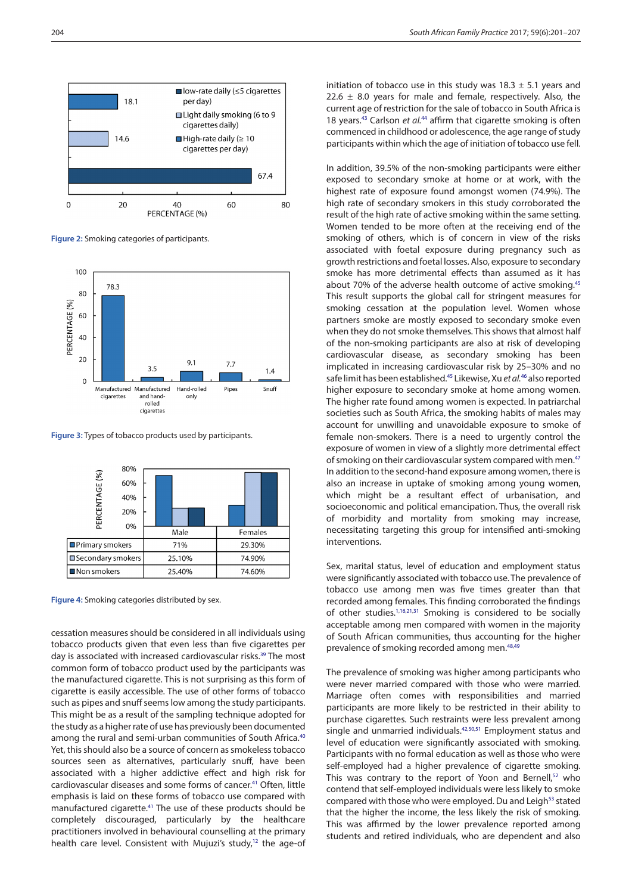Figure 2: Smoking categories of participants.

Figure 3: Types of tobacco products used by participants.

| | Male | Females |
|---|---|---|
| Primary smokers | 71% | 29.30% |
| Secondary smokers | 25.10% | 74.90% |
| Non smokers | 25.40% | 74.60% |

Figure 4: Smoking categories distributed by sex.

cessation measures should be considered in all individuals using tobacco products given that even less than five cigarettes per day is associated with increased cardiovascular risks.[39] The most common form of tobacco product used by the participants was the manufactured cigarette. This is not surprising as this form of cigarette is easily accessible. The use of other forms of tobacco such as pipes and snuff seems low among the study participants. This might be as a result of the sampling technique adopted for the study as a higher rate of use has previously been documented among the rural and semi-urban communities of South Africa.[40] Yet, this should also be a source of concern as smokeless tobacco sources seen as alternatives, particularly snuff, have been associated with a higher addictive effect and high risk for cardiovascular diseases and some forms of cancer.[41] Often, little emphasis is laid on these forms of tobacco use compared with manufactured cigarette.[41] The use of these products should be completely discouraged, particularly by the healthcare practitioners involved in behavioural counselling at the primary health care level. Consistent with Mujuzi's study,[12] the age-of initiation of tobacco use in this study was 18.3 ± 5.1 years and 22.6 ± 8.0 years for male and female, respectively. Also, the current age of restriction for the sale of tobacco in South Africa is 18 years.[43] Carlson *et al.*[44] affirm that cigarette smoking is often commenced in childhood or adolescence, the age range of study participants within which the age of initiation of tobacco use fell.

In addition, 39.5% of the non-smoking participants were either exposed to secondary smoke at home or at work, with the highest rate of exposure found amongst women (74.9%). The high rate of secondary smokers in this study corroborated the result of the high rate of active smoking within the same setting. Women tended to be more often at the receiving end of the smoking of others, which is of concern in view of the risks associated with foetal exposure during pregnancy such as growth restrictions and foetal losses. Also, exposure to secondary smoke has more detrimental effects than assumed as it has about 70% of the adverse health outcome of active smoking.[45] This result supports the global call for stringent measures for smoking cessation at the population level. Women whose partners smoke are mostly exposed to secondary smoke even when they do not smoke themselves. This shows that almost half of the non-smoking participants are also at risk of developing cardiovascular disease, as secondary smoking has been implicated in increasing cardiovascular risk by 25–30% and no safe limit has been established.[45] Likewise, Xu *et al.*[46] also reported higher exposure to secondary smoke at home among women. The higher rate found among women is expected. In patriarchal societies such as South Africa, the smoking habits of males may account for unwilling and unavoidable exposure to smoke of female non-smokers. There is a need to urgently control the exposure of women in view of a slightly more detrimental effect of smoking on their cardiovascular system compared with men.[47] In addition to the second-hand exposure among women, there is also an increase in uptake of smoking among young women, which might be a resultant effect of urbanisation, and socioeconomic and political emancipation. Thus, the overall risk of morbidity and mortality from smoking may increase, necessitating targeting this group for intensified anti-smoking interventions.

Sex, marital status, level of education and employment status were significantly associated with tobacco use. The prevalence of tobacco use among men was five times greater than that recorded among females. This finding corroborated the findings of other studies.[1,16,21,31] Smoking is considered to be socially acceptable among men compared with women in the majority of South African communities, thus accounting for the higher prevalence of smoking recorded among men.[48,49]

The prevalence of smoking was higher among participants who were never married compared with those who were married. Marriage often comes with responsibilities and married participants are more likely to be restricted in their ability to purchase cigarettes. Such restraints were less prevalent among single and unmarried individuals.[42,50,51] Employment status and level of education were significantly associated with smoking. Participants with no formal education as well as those who were self-employed had a higher prevalence of cigarette smoking. This was contrary to the report of Yoon and Bernell,[52] who contend that self-employed individuals were less likely to smoke compared with those who were employed. Du and Leigh[53] stated that the higher the income, the less likely the risk of smoking. This was affirmed by the lower prevalence reported among students and retired individuals, who are dependent and also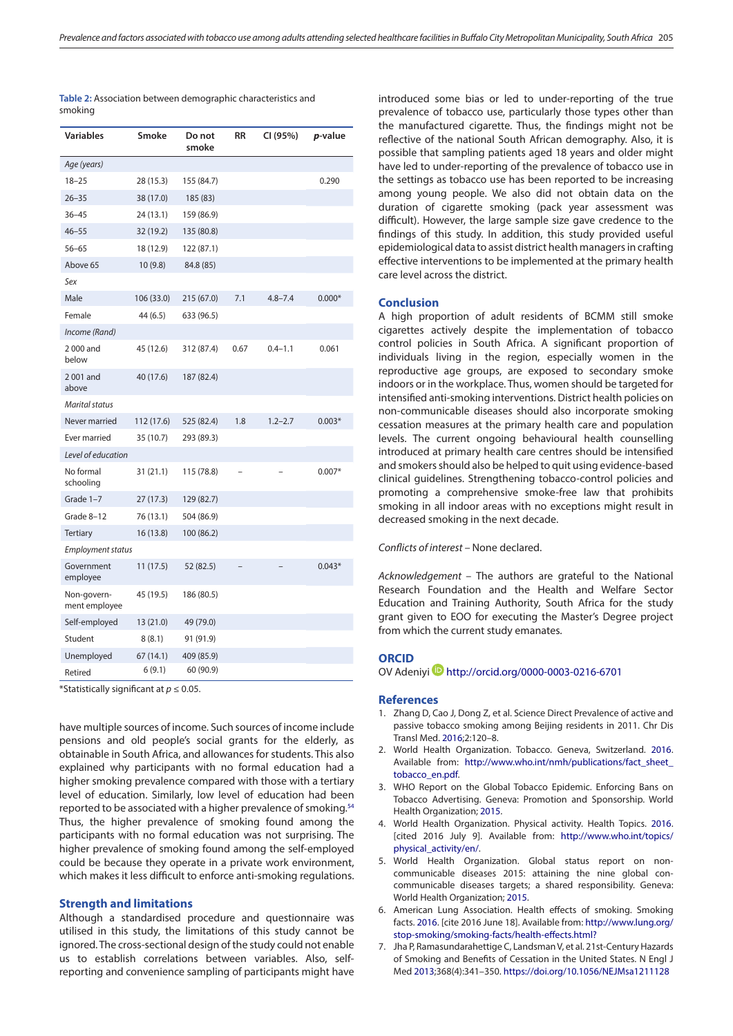**Table 2:** Association between demographic characteristics and smoking

| Variables | Smoke | Do not smoke | RR | CI (95%) | *p*-value |
|---|---|---|---|---|---|
| *Age (years)* | | | | | |
| 18–25 | 28 (15.3) | 155 (84.7) | | | 0.290 |
| 26–35 | 38 (17.0) | 185 (83) | | | |
| 36–45 | 24 (13.1) | 159 (86.9) | | | |
| 46–55 | 32 (19.2) | 135 (80.8) | | | |
| 56–65 | 18 (12.9) | 122 (87.1) | | | |
| Above 65 | 10 (9.8) | 84.8 (85) | | | |
| *Sex* | | | | | |
| Male | 106 (33.0) | 215 (67.0) | 7.1 | 4.8–7.4 | 0.000* |
| Female | 44 (6.5) | 633 (96.5) | | | |
| *Income (Rand)* | | | | | |
| 2 000 and below | 45 (12.6) | 312 (87.4) | 0.67 | 0.4–1.1 | 0.061 |
| 2 001 and above | 40 (17.6) | 187 (82.4) | | | |
| *Marital status* | | | | | |
| Never married | 112 (17.6) | 525 (82.4) | 1.8 | 1.2–2.7 | 0.003* |
| Ever married | 35 (10.7) | 293 (89.3) | | | |
| *Level of education* | | | | | |
| No formal schooling | 31 (21.1) | 115 (78.8) | – | – | 0.007* |
| Grade 1–7 | 27 (17.3) | 129 (82.7) | | | |
| Grade 8–12 | 76 (13.1) | 504 (86.9) | | | |
| Tertiary | 16 (13.8) | 100 (86.2) | | | |
| *Employment status* | | | | | |
| Government employee | 11 (17.5) | 52 (82.5) | – | – | 0.043* |
| Non-government employee | 45 (19.5) | 186 (80.5) | | | |
| Self-employed | 13 (21.0) | 49 (79.0) | | | |
| Student | 8 (8.1) | 91 (91.9) | | | |
| Unemployed | 67 (14.1) | 409 (85.9) | | | |
| Retired | 6 (9.1) | 60 (90.9) | | | |

*Statistically significant at $p \leq 0.05$.

have multiple sources of income. Such sources of income include pensions and old people's social grants for the elderly, as obtainable in South Africa, and allowances for students. This also explained why participants with no formal education had a higher smoking prevalence compared with those with a tertiary level of education. Similarly, low level of education had been reported to be associated with a higher prevalence of smoking.[54] Thus, the higher prevalence of smoking found among the participants with no formal education was not surprising. The higher prevalence of smoking found among the self-employed could be because they operate in a private work environment, which makes it less difficult to enforce anti-smoking regulations.

## Strength and limitations

Although a standardised procedure and questionnaire was utilised in this study, the limitations of this study cannot be ignored. The cross-sectional design of the study could not enable us to establish correlations between variables. Also, self-reporting and convenience sampling of participants might have introduced some bias or led to under-reporting of the true prevalence of tobacco use, particularly those types other than the manufactured cigarette. Thus, the findings might not be reflective of the national South African demography. Also, it is possible that sampling patients aged 18 years and older might have led to under-reporting of the prevalence of tobacco use in the settings as tobacco use has been reported to be increasing among young people. We also did not obtain data on the duration of cigarette smoking (pack year assessment was difficult). However, the large sample size gave credence to the findings of this study. In addition, this study provided useful epidemiological data to assist district health managers in crafting effective interventions to be implemented at the primary health care level across the district.

## Conclusion

A high proportion of adult residents of BCMM still smoke cigarettes actively despite the implementation of tobacco control policies in South Africa. A significant proportion of individuals living in the region, especially women in the reproductive age groups, are exposed to secondary smoke indoors or in the workplace. Thus, women should be targeted for intensified anti-smoking interventions. District health policies on non-communicable diseases should also incorporate smoking cessation measures at the primary health care and population levels. The current ongoing behavioural health counselling introduced at primary health care centres should be intensified and smokers should also be helped to quit using evidence-based clinical guidelines. Strengthening tobacco-control policies and promoting a comprehensive smoke-free law that prohibits smoking in all indoor areas with no exceptions might result in decreased smoking in the next decade.

*Conflicts of interest* – None declared.

*Acknowledgement* – The authors are grateful to the National Research Foundation and the Health and Welfare Sector Education and Training Authority, South Africa for the study grant given to EOO for executing the Master's Degree project from which the current study emanates.

## ORCID

OV Adeniyi http://orcid.org/0000-0003-0216-6701

## References

1. Zhang D, Cao J, Dong Z, et al. Science Direct Prevalence of active and passive tobacco smoking among Beijing residents in 2011. Chr Dis Transl Med. 2016;2:120–8.
2. World Health Organization. Tobacco. Geneva, Switzerland. 2016. Available from: http://www.who.int/nmh/publications/fact_sheet_tobacco_en.pdf.
3. WHO Report on the Global Tobacco Epidemic. Enforcing Bans on Tobacco Advertising. Geneva: Promotion and Sponsorship. World Health Organization; 2015.
4. World Health Organization. Physical activity. Health Topics. 2016. [cited 2016 July 9]. Available from: http://www.who.int/topics/physical_activity/en/.
5. World Health Organization. Global status report on non-communicable diseases 2015: attaining the nine global con-communicable diseases targets; a shared responsibility. Geneva: World Health Organization; 2015.
6. American Lung Association. Health effects of smoking. Smoking facts. 2016. [cite 2016 June 18]. Available from: http://www.lung.org/stop-smoking/smoking-facts/health-effects.html?
7. Jha P, Ramasundarahettige C, Landsman V, et al. 21st-Century Hazards of Smoking and Benefits of Cessation in the United States. N Engl J Med 2013;368(4):341–350. https://doi.org/10.1056/NEJMsa1211128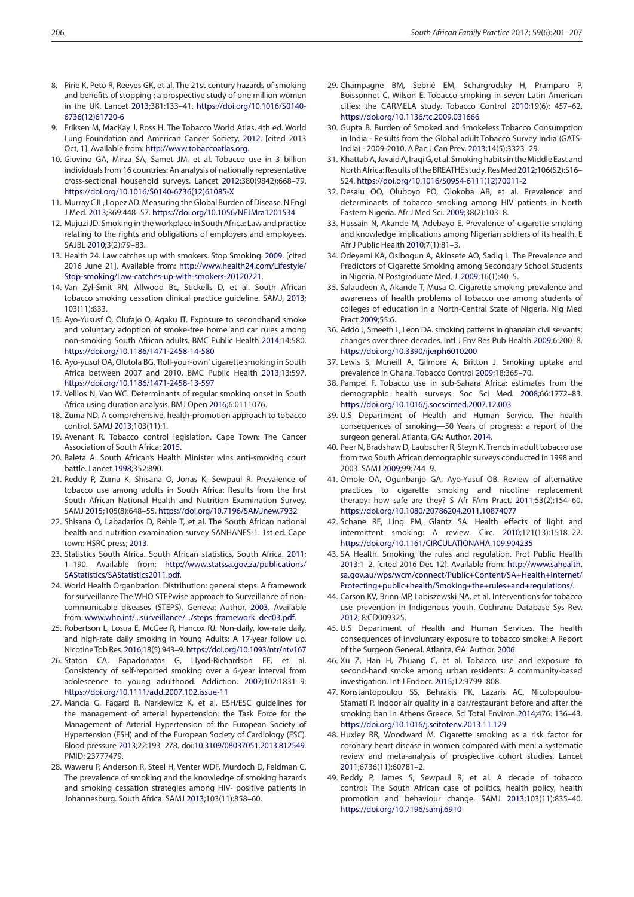8. Pirie K, Peto R, Reeves GK, et al. The 21st century hazards of smoking and benefits of stopping : a prospective study of one million women in the UK. Lancet 2013;381:133–41. https://doi.org/10.1016/S0140-6736(12)61720-6
9. Eriksen M, MacKay J, Ross H. The Tobacco World Atlas, 4th ed. World Lung Foundation and American Cancer Society, 2012. [cited 2013 Oct, 1]. Available from: http://www.tobaccoatlas.org.
10. Giovino GA, Mirza SA, Samet JM, et al. Tobacco use in 3 billion individuals from 16 countries: An analysis of nationally representative cross-sectional household surveys. Lancet 2012;380(9842):668–79. https://doi.org/10.1016/S0140-6736(12)61085-X
11. Murray CJL, Lopez AD. Measuring the Global Burden of Disease. N Engl J Med. 2013;369:448–57. https://doi.org/10.1056/NEJMra1201534
12. Mujuzi JD. Smoking in the workplace in South Africa: Law and practice relating to the rights and obligations of employers and employees. SAJBL 2010;3(2):79–83.
13. Health 24. Law catches up with smokers. Stop Smoking. 2009. [cited 2016 June 21]. Available from: http://www.health24.com/Lifestyle/Stop-smoking/Law-catches-up-with-smokers-20120721.
14. Van Zyl-Smit RN, Allwood Bc, Stickells D, et al. South African tobacco smoking cessation clinical practice guideline. SAMJ, 2013; 103(11):833.
15. Ayo-Yusuf O, Olufajo O, Agaku IT. Exposure to secondhand smoke and voluntary adoption of smoke-free home and car rules among non-smoking South African adults. BMC Public Health 2014;14:580. https://doi.org/10.1186/1471-2458-14-580
16. Ayo-yusuf OA, Olutola BG. 'Roll-your-own' cigarette smoking in South Africa between 2007 and 2010. BMC Public Health 2013;13:597. https://doi.org/10.1186/1471-2458-13-597
17. Vellios N, Van WC. Determinants of regular smoking onset in South Africa using duration analysis. BMJ Open 2016;6:0111076.
18. Zuma ND. A comprehensive, health-promotion approach to tobacco control. SAMJ 2013;103(11):1.
19. Avenant R. Tobacco control legislation. Cape Town: The Cancer Association of South Africa; 2015.
20. Baleta A. South African's Health Minister wins anti-smoking court battle. Lancet 1998;352:890.
21. Reddy P, Zuma K, Shisana O, Jonas K, Sewpaul R. Prevalence of tobacco use among adults in South Africa: Results from the first South African National Health and Nutrition Examination Survey. SAMJ 2015;105(8):648–55. https://doi.org/10.7196/SAMJnew.7932
22. Shisana O, Labadarios D, Rehle T, et al. The South African national health and nutrition examination survey SANHANES-1. 1st ed. Cape town: HSRC press; 2013.
23. Statistics South Africa. South African statistics, South Africa. 2011; 1–190. Available from: http://www.statssa.gov.za/publications/SAStatistics/SAStatistics2011.pdf.
24. World Health Organization. Distribution: general steps: A framework for surveillance The WHO STEPwise approach to Surveillance of non-communicable diseases (STEPS), Geneva: Author. 2003. Available from: www.who.int/...surveillance/.../steps_framework_dec03.pdf.
25. Robertson L, Losua E, McGee R, Hancox RJ. Non-daily, low-rate daily, and high-rate daily smoking in Young Adults: A 17-year follow up. Nicotine Tob Res. 2016;18(5):943–9. https://doi.org/10.1093/ntr/ntv167
26. Staton CA, Papadonatos G, Llyod-Richardson EE, et al. Consistency of self-reported smoking over a 6-year interval from adolescence to young adulthood. Addiction. 2007;102:1831–9. https://doi.org/10.1111/add.2007.102.issue-11
27. Mancia G, Fagard R, Narkiewicz K, et al. ESH/ESC guidelines for the management of arterial hypertension: the Task Force for the Management of Arterial Hypertension of the European Society of Hypertension (ESH) and of the European Society of Cardiology (ESC). Blood pressure 2013;22:193–278. doi:10.3109/08037051.2013.812549. PMID: 23777479.
28. Waweru P, Anderson R, Steel H, Venter WDF, Murdoch D, Feldman C. The prevalence of smoking and the knowledge of smoking hazards and smoking cessation strategies among HIV- positive patients in Johannesburg. South Africa. SAMJ 2013;103(11):858–60.
29. Champagne BM, Sebrié EM, Schargrodsky H, Pramparo P, Boissonnet C, Wilson E. Tobacco smoking in seven Latin American cities: the CARMELA study. Tobacco Control 2010;19(6): 457–62. https://doi.org/10.1136/tc.2009.031666
30. Gupta B. Burden of Smoked and Smokeless Tobacco Consumption in India - Results from the Global adult Tobacco Survey India (GATS-India) - 2009-2010. A Pac J Can Prev. 2013;14(5):3323–29.
31. Khattab A, Javaid A, Iraqi G, et al. Smoking habits in the Middle East and North Africa: Results of the BREATHE study. Res Med 2012;106(S2):S16–S24. https://doi.org/10.1016/S0954-6111(12)70011-2
32. Desalu OO, Oluboyo PO, Olokoba AB, et al. Prevalence and determinants of tobacco smoking among HIV patients in North Eastern Nigeria. Afr J Med Sci. 2009;38(2):103–8.
33. Hussain N, Akande M, Adebayo E. Prevalence of cigarette smoking and knowledge implications among Nigerian soldiers of its health. E Afr J Public Health 2010;7(1):81–3.
34. Odeyemi KA, Osibogun A, Akinsete AO, Sadiq L. The Prevalence and Predictors of Cigarette Smoking among Secondary School Students in Nigeria. N Postgraduate Med. J. 2009;16(1):40–5.
35. Salaudeen A, Akande T, Musa O. Cigarette smoking prevalence and awareness of health problems of tobacco use among students of colleges of education in a North-Central State of Nigeria. Nig Med Pract 2009;55:6.
36. Addo J, Smeeth L, Leon DA. smoking patterns in ghanaian civil servants: changes over three decades. Intl J Env Res Pub Health 2009;6:200–8. https://doi.org/10.3390/ijerph6010200
37. Lewis S, Mcneill A, Gilmore A, Britton J. Smoking uptake and prevalence in Ghana. Tobacco Control 2009;18:365–70.
38. Pampel F. Tobacco use in sub-Sahara Africa: estimates from the demographic health surveys. Soc Sci Med. 2008;66:1772–83. https://doi.org/10.1016/j.socscimed.2007.12.003
39. U.S Department of Health and Human Service. The health consequences of smoking—50 Years of progress: a report of the surgeon general. Atlanta, GA: Author. 2014.
40. Peer N, Bradshaw D, Laubscher R, Steyn K. Trends in adult tobacco use from two South African demographic surveys conducted in 1998 and 2003. SAMJ 2009;99:744–9.
41. Omole OA, Ogunbanjo GA, Ayo-Yusuf OB. Review of alternative practices to cigarette smoking and nicotine replacement therapy: how safe are they? S Afr FAm Pract. 2011;53(2):154–60. https://doi.org/10.1080/20786204.2011.10874077
42. Schane RE, Ling PM, Glantz SA. Health effects of light and intermittent smoking: A review. Circ. 2010;121(13):1518–22. https://doi.org/10.1161/CIRCULATIONAHA.109.904235
43. SA Health. Smoking, the rules and regulation. Prot Public Health 2013:1–2. [cited 2016 Dec 12]. Available from: http://www.sahealth.sa.gov.au/wps/wcm/connect/Public+Content/SA+Health+Internet/Protecting+public+health/Smoking+the+rules+and+regulations/.
44. Carson KV, Brinn MP, Labiszewski NA, et al. Interventions for tobacco use prevention in Indigenous youth. Cochrane Database Sys Rev. 2012; 8:CD009325.
45. U.S Department of Health and Human Services. The health consequences of involuntary exposure to tobacco smoke: A Report of the Surgeon General. Atlanta, GA: Author. 2006.
46. Xu Z, Han H, Zhuang C, et al. Tobacco use and exposure to second-hand smoke among urban residents: A community-based investigation. Int J Endocr. 2015;12:9799–808.
47. Konstantopoulou SS, Behrakis PK, Lazaris AC, Nicolopoulou-Stamati P. Indoor air quality in a bar/restaurant before and after the smoking ban in Athens Greece. Sci Total Environ 2014;476: 136–43. https://doi.org/10.1016/j.scitotenv.2013.11.129
48. Huxley RR, Woodward M. Cigarette smoking as a risk factor for coronary heart disease in women compared with men: a systematic review and meta-analysis of prospective cohort studies. Lancet 2011;6736(11):60781–2.
49. Reddy P, James S, Sewpaul R, et al. A decade of tobacco control: The South African case of politics, health policy, health promotion and behaviour change. SAMJ 2013;103(11):835–40. https://doi.org/10.7196/samj.6910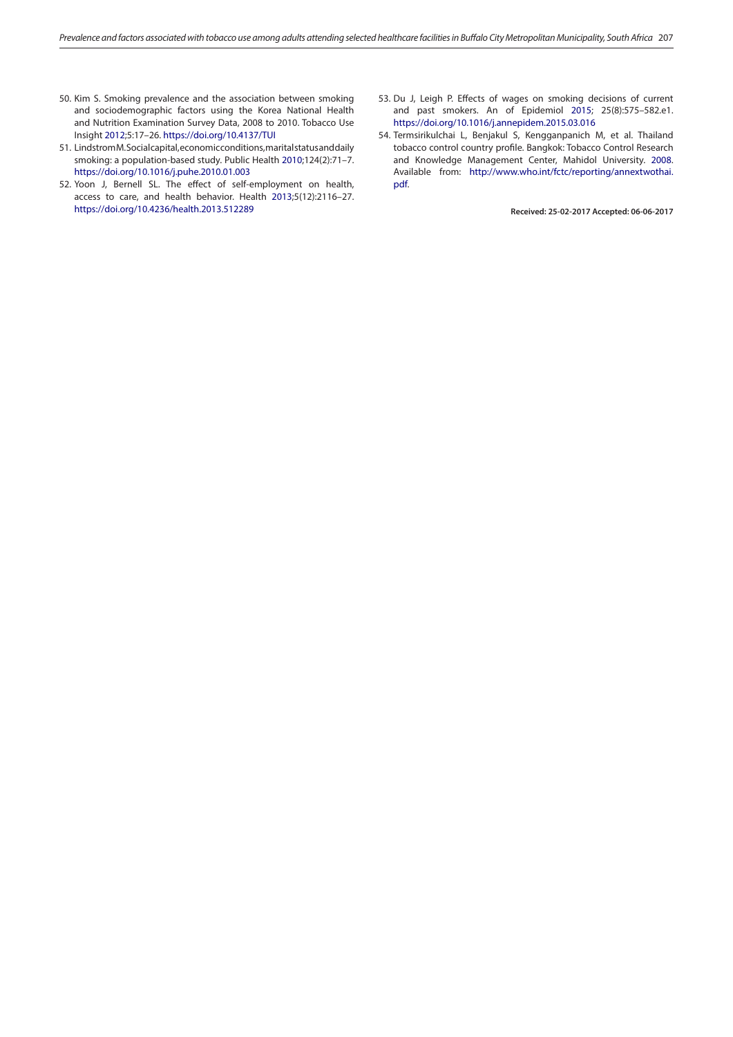50. Kim S. Smoking prevalence and the association between smoking and sociodemographic factors using the Korea National Health and Nutrition Examination Survey Data, 2008 to 2010. Tobacco Use Insight 2012;5:17–26. https://doi.org/10.4137/TUI
51. Lindstrom M. Social capital, economic conditions, marital status and daily smoking: a population-based study. Public Health 2010;124(2):71–7. https://doi.org/10.1016/j.puhe.2010.01.003
52. Yoon J, Bernell SL. The effect of self-employment on health, access to care, and health behavior. Health 2013;5(12):2116–27. https://doi.org/10.4236/health.2013.512289
53. Du J, Leigh P. Effects of wages on smoking decisions of current and past smokers. An of Epidemiol 2015; 25(8):575–582.e1. https://doi.org/10.1016/j.annepidem.2015.03.016
54. Termsirikulchai L, Benjakul S, Kengganpanich M, et al. Thailand tobacco control country profile. Bangkok: Tobacco Control Research and Knowledge Management Center, Mahidol University. 2008. Available from: http://www.who.int/fctc/reporting/annextwothai.pdf.

**Received: 25-02-2017 Accepted: 06-06-2017**